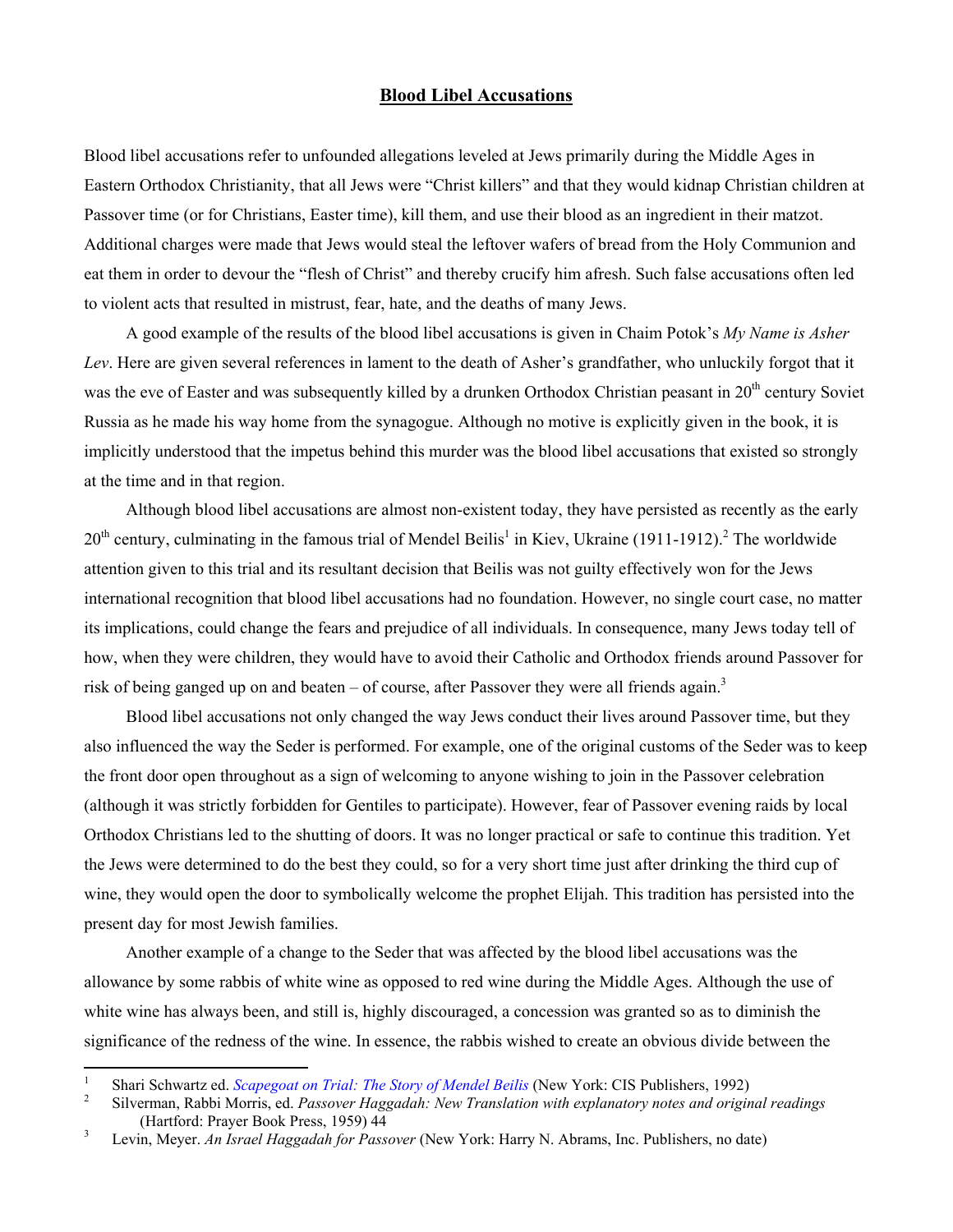# **Blood Libel Accusations**

Blood libel accusations refer to unfounded allegations leveled at Jews primarily during the Middle Ages in Eastern Orthodox Christianity, that all Jews were "Christ killers" and that they would kidnap Christian children at Passover time (or for Christians, Easter time), kill them, and use their blood as an ingredient in their matzot. Additional charges were made that Jews would steal the leftover wafers of bread from the Holy Communion and eat them in order to devour the "flesh of Christ" and thereby crucify him afresh. Such false accusations often led to violent acts that resulted in mistrust, fear, hate, and the deaths of many Jews.

A good example of the results of the blood libel accusations is given in Chaim Potok's *My Name is Asher Lev*. Here are given several references in lament to the death of Asher's grandfather, who unluckily forgot that it was the eve of Easter and was subsequently killed by a drunken Orthodox Christian peasant in 20th century Soviet Russia as he made his way home from the synagogue. Although no motive is explicitly given in the book, it is implicitly understood that the impetus behind this murder was the blood libel accusations that existed so strongly at the time and in that region.

Although blood libel accusations are almost non-existent today, they have persisted as recently as the early 20th century, culminating in the famous trial of Mendel Beilis[1] in Kiev, Ukraine (1911-1912).[2] The worldwide attention given to this trial and its resultant decision that Beilis was not guilty effectively won for the Jews international recognition that blood libel accusations had no foundation. However, no single court case, no matter its implications, could change the fears and prejudice of all individuals. In consequence, many Jews today tell of how, when they were children, they would have to avoid their Catholic and Orthodox friends around Passover for risk of being ganged up on and beaten – of course, after Passover they were all friends again.[3]

Blood libel accusations not only changed the way Jews conduct their lives around Passover time, but they also influenced the way the Seder is performed. For example, one of the original customs of the Seder was to keep the front door open throughout as a sign of welcoming to anyone wishing to join in the Passover celebration (although it was strictly forbidden for Gentiles to participate). However, fear of Passover evening raids by local Orthodox Christians led to the shutting of doors. It was no longer practical or safe to continue this tradition. Yet the Jews were determined to do the best they could, so for a very short time just after drinking the third cup of wine, they would open the door to symbolically welcome the prophet Elijah. This tradition has persisted into the present day for most Jewish families.

Another example of a change to the Seder that was affected by the blood libel accusations was the allowance by some rabbis of white wine as opposed to red wine during the Middle Ages. Although the use of white wine has always been, and still is, highly discouraged, a concession was granted so as to diminish the significance of the redness of the wine. In essence, the rabbis wished to create an obvious divide between the

---

[1] Shari Schwartz ed. *Scapegoat on Trial: The Story of Mendel Beilis* (New York: CIS Publishers, 1992)

[2] Silverman, Rabbi Morris, ed. *Passover Haggadah: New Translation with explanatory notes and original readings* (Hartford: Prayer Book Press, 1959) 44

[3] Levin, Meyer. *An Israel Haggadah for Passover* (New York: Harry N. Abrams, Inc. Publishers, no date)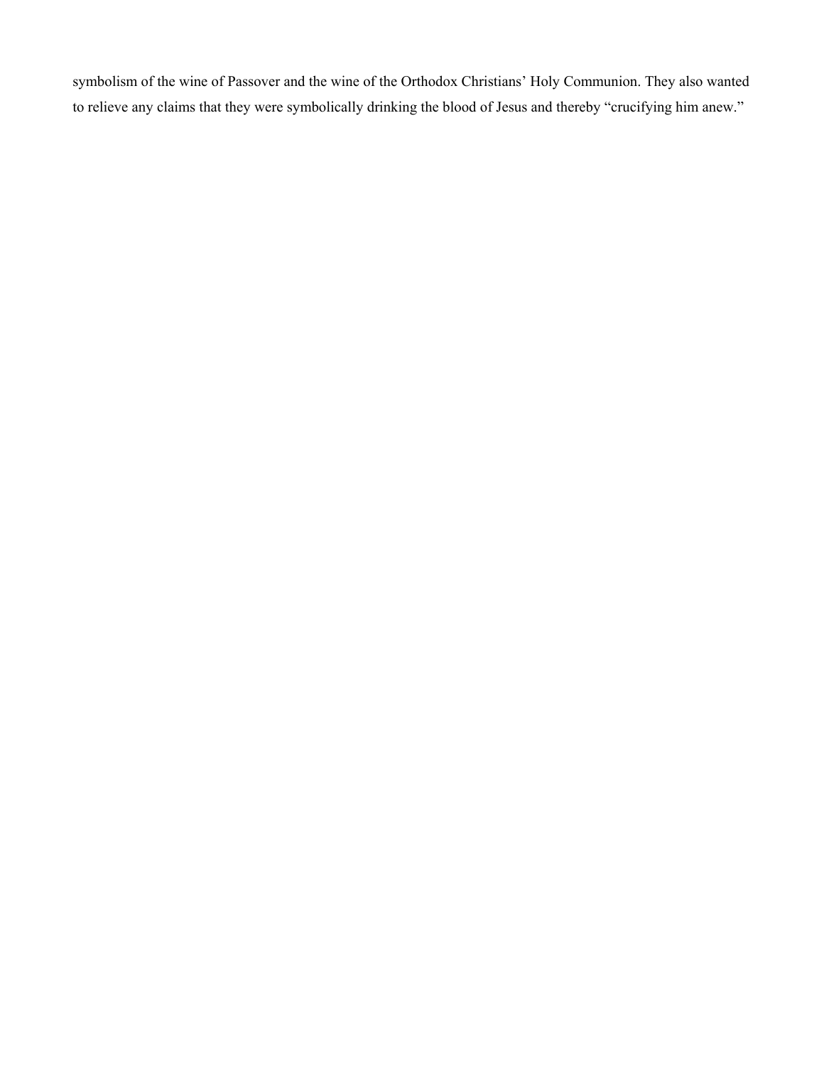symbolism of the wine of Passover and the wine of the Orthodox Christians' Holy Communion. They also wanted to relieve any claims that they were symbolically drinking the blood of Jesus and thereby "crucifying him anew."